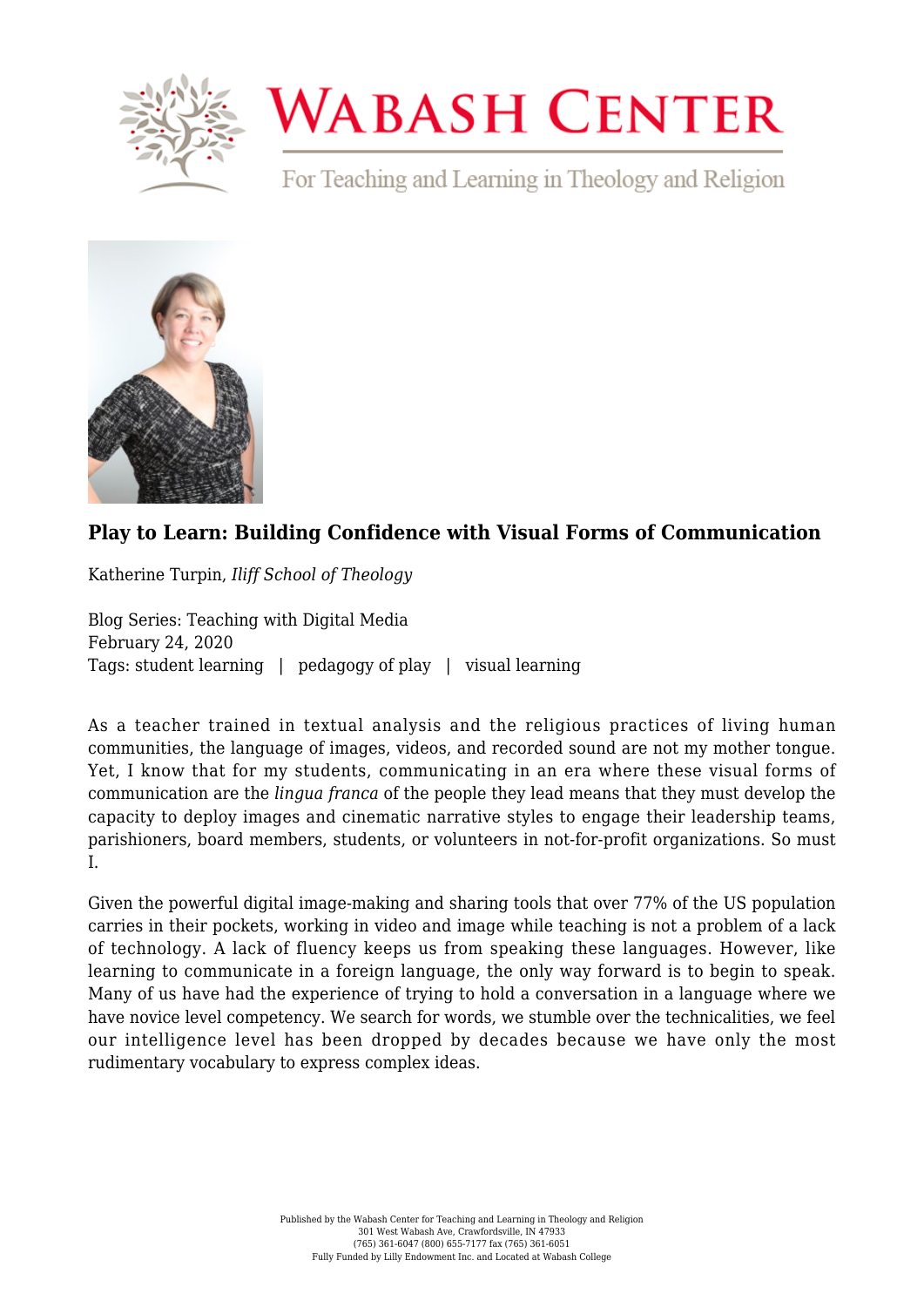# Play to Learn: Building Confidence with Visual Forms of Communication

Katherine Turpin, *Iliff School of Theology*

Blog Series: Teaching with Digital Media
February 24, 2020
Tags: student learning | pedagogy of play | visual learning

As a teacher trained in textual analysis and the religious practices of living human communities, the language of images, videos, and recorded sound are not my mother tongue. Yet, I know that for my students, communicating in an era where these visual forms of communication are the *lingua franca* of the people they lead means that they must develop the capacity to deploy images and cinematic narrative styles to engage their leadership teams, parishioners, board members, students, or volunteers in not-for-profit organizations. So must I.

Given the powerful digital image-making and sharing tools that over 77% of the US population carries in their pockets, working in video and image while teaching is not a problem of a lack of technology. A lack of fluency keeps us from speaking these languages. However, like learning to communicate in a foreign language, the only way forward is to begin to speak. Many of us have had the experience of trying to hold a conversation in a language where we have novice level competency. We search for words, we stumble over the technicalities, we feel our intelligence level has been dropped by decades because we have only the most rudimentary vocabulary to express complex ideas.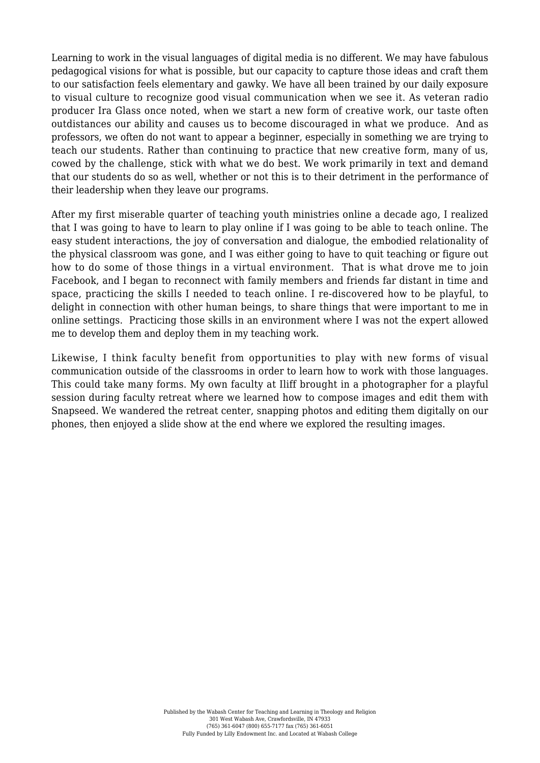Learning to work in the visual languages of digital media is no different. We may have fabulous pedagogical visions for what is possible, but our capacity to capture those ideas and craft them to our satisfaction feels elementary and gawky. We have all been trained by our daily exposure to visual culture to recognize good visual communication when we see it. As veteran radio producer Ira Glass once noted, when we start a new form of creative work, our taste often outdistances our ability and causes us to become discouraged in what we produce. And as professors, we often do not want to appear a beginner, especially in something we are trying to teach our students. Rather than continuing to practice that new creative form, many of us, cowed by the challenge, stick with what we do best. We work primarily in text and demand that our students do so as well, whether or not this is to their detriment in the performance of their leadership when they leave our programs.

After my first miserable quarter of teaching youth ministries online a decade ago, I realized that I was going to have to learn to play online if I was going to be able to teach online. The easy student interactions, the joy of conversation and dialogue, the embodied relationality of the physical classroom was gone, and I was either going to have to quit teaching or figure out how to do some of those things in a virtual environment. That is what drove me to join Facebook, and I began to reconnect with family members and friends far distant in time and space, practicing the skills I needed to teach online. I re-discovered how to be playful, to delight in connection with other human beings, to share things that were important to me in online settings. Practicing those skills in an environment where I was not the expert allowed me to develop them and deploy them in my teaching work.

Likewise, I think faculty benefit from opportunities to play with new forms of visual communication outside of the classrooms in order to learn how to work with those languages. This could take many forms. My own faculty at Iliff brought in a photographer for a playful session during faculty retreat where we learned how to compose images and edit them with Snapseed. We wandered the retreat center, snapping photos and editing them digitally on our phones, then enjoyed a slide show at the end where we explored the resulting images.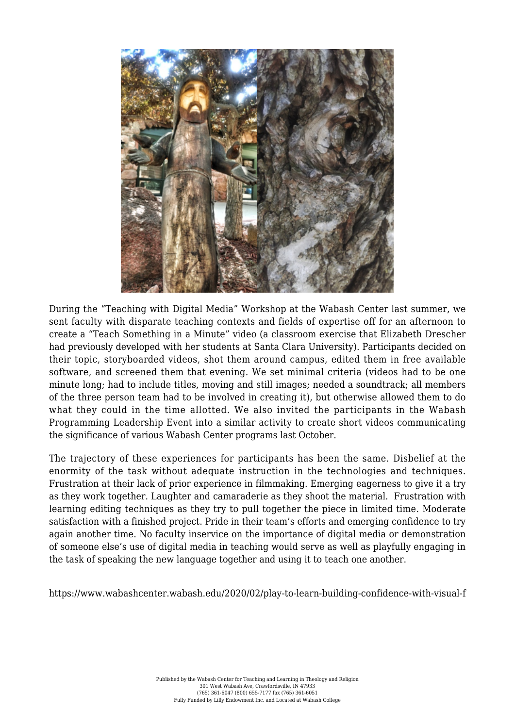During the “Teaching with Digital Media” Workshop at the Wabash Center last summer, we sent faculty with disparate teaching contexts and fields of expertise off for an afternoon to create a “Teach Something in a Minute” video (a classroom exercise that Elizabeth Drescher had previously developed with her students at Santa Clara University). Participants decided on their topic, storyboarded videos, shot them around campus, edited them in free available software, and screened them that evening. We set minimal criteria (videos had to be one minute long; had to include titles, moving and still images; needed a soundtrack; all members of the three person team had to be involved in creating it), but otherwise allowed them to do what they could in the time allotted. We also invited the participants in the Wabash Programming Leadership Event into a similar activity to create short videos communicating the significance of various Wabash Center programs last October.

The trajectory of these experiences for participants has been the same. Disbelief at the enormity of the task without adequate instruction in the technologies and techniques. Frustration at their lack of prior experience in filmmaking. Emerging eagerness to give it a try as they work together. Laughter and camaraderie as they shoot the material. Frustration with learning editing techniques as they try to pull together the piece in limited time. Moderate satisfaction with a finished project. Pride in their team’s efforts and emerging confidence to try again another time. No faculty inservice on the importance of digital media or demonstration of someone else’s use of digital media in teaching would serve as well as playfully engaging in the task of speaking the new language together and using it to teach one another.

https://www.wabashcenter.wabash.edu/2020/02/play-to-learn-building-confidence-with-visual-f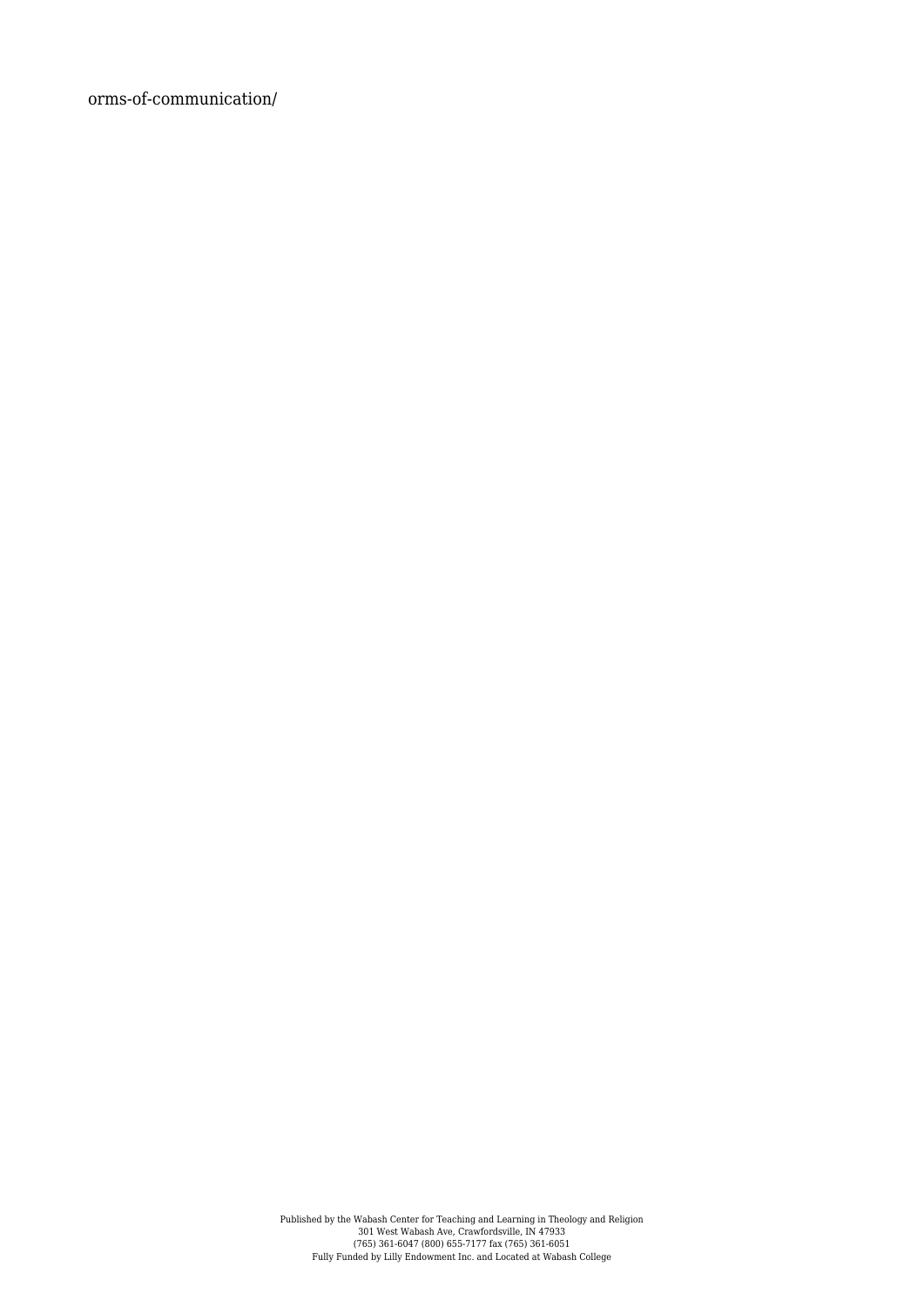orms-of-communication/